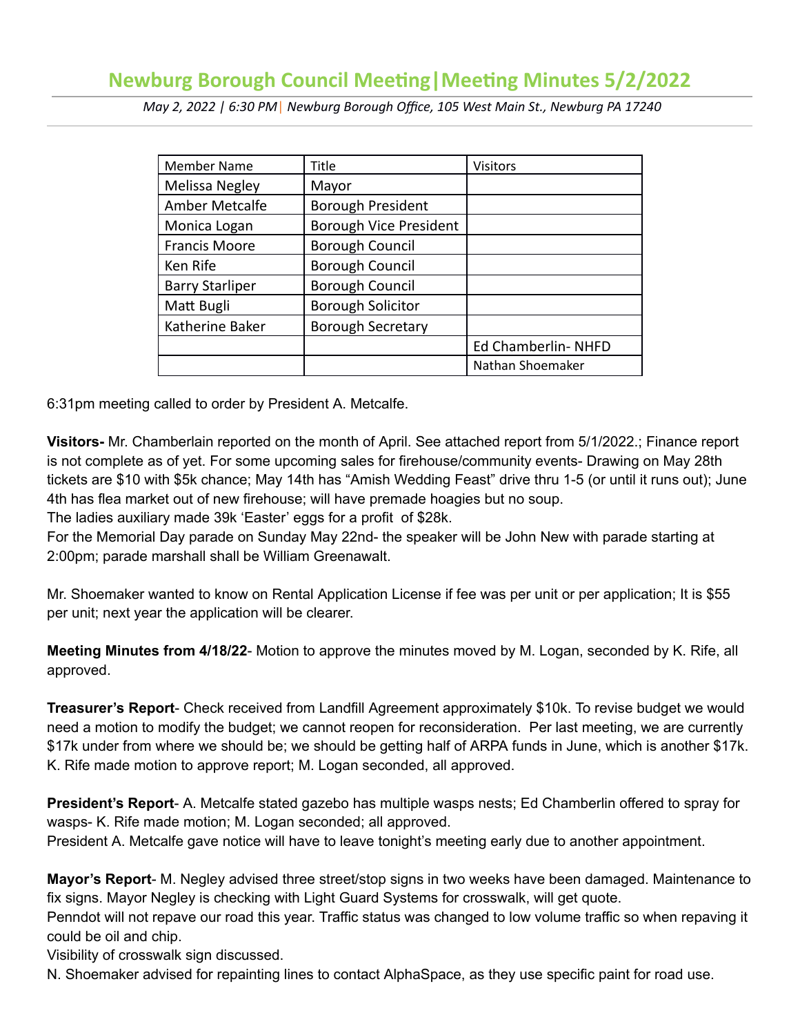# Newburg Borough Council Meeting|Meeting Minutes 5/2/2022

*May 2, 2022 | 6:30 PM| Newburg Borough Office, 105 West Main St., Newburg PA 17240*

| Member Name | Title | Visitors |
|---|---|---|
| Melissa Negley | Mayor | |
| Amber Metcalfe | Borough President | |
| Monica Logan | Borough Vice President | |
| Francis Moore | Borough Council | |
| Ken Rife | Borough Council | |
| Barry Starliper | Borough Council | |
| Matt Bugli | Borough Solicitor | |
| Katherine Baker | Borough Secretary | |
| | | Ed Chamberlin- NHFD |
| | | Nathan Shoemaker |

6:31pm meeting called to order by President A. Metcalfe.

**Visitors-** Mr. Chamberlain reported on the month of April. See attached report from 5/1/2022.; Finance report is not complete as of yet. For some upcoming sales for firehouse/community events- Drawing on May 28th tickets are $10 with $5k chance; May 14th has "Amish Wedding Feast" drive thru 1-5 (or until it runs out); June 4th has flea market out of new firehouse; will have premade hoagies but no soup.
The ladies auxiliary made 39k 'Easter' eggs for a profit of $28k.
For the Memorial Day parade on Sunday May 22nd- the speaker will be John New with parade starting at 2:00pm; parade marshall shall be William Greenawalt.

Mr. Shoemaker wanted to know on Rental Application License if fee was per unit or per application; It is $55 per unit; next year the application will be clearer.

**Meeting Minutes from 4/18/22**- Motion to approve the minutes moved by M. Logan, seconded by K. Rife, all approved.

**Treasurer's Report**- Check received from Landfill Agreement approximately $10k. To revise budget we would need a motion to modify the budget; we cannot reopen for reconsideration. Per last meeting, we are currently $17k under from where we should be; we should be getting half of ARPA funds in June, which is another $17k. K. Rife made motion to approve report; M. Logan seconded, all approved.

**President's Report**- A. Metcalfe stated gazebo has multiple wasps nests; Ed Chamberlin offered to spray for wasps- K. Rife made motion; M. Logan seconded; all approved.
President A. Metcalfe gave notice will have to leave tonight's meeting early due to another appointment.

**Mayor's Report**- M. Negley advised three street/stop signs in two weeks have been damaged. Maintenance to fix signs. Mayor Negley is checking with Light Guard Systems for crosswalk, will get quote.
Penndot will not repave our road this year. Traffic status was changed to low volume traffic so when repaving it could be oil and chip.
Visibility of crosswalk sign discussed.
N. Shoemaker advised for repainting lines to contact AlphaSpace, as they use specific paint for road use.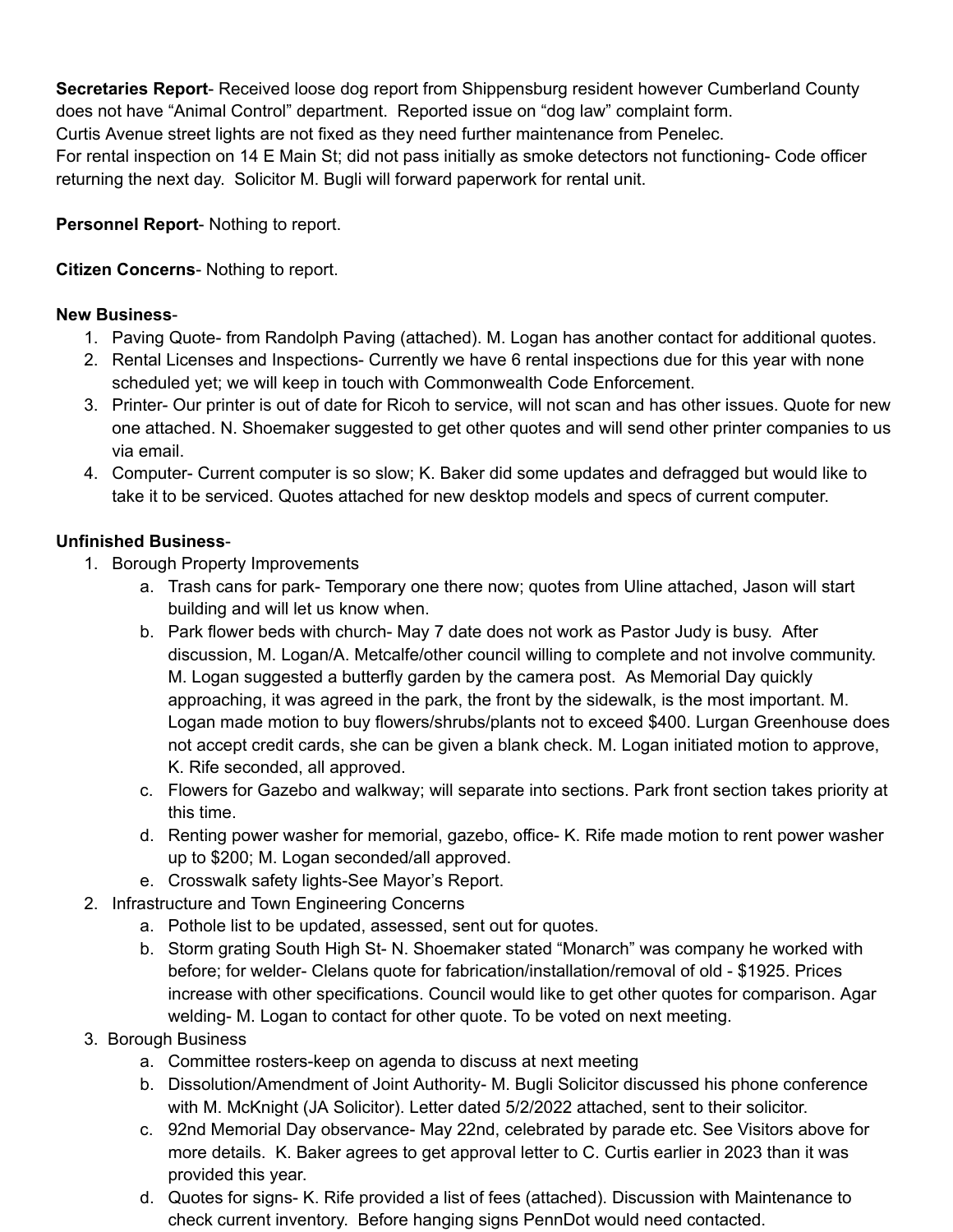**Secretaries Report**- Received loose dog report from Shippensburg resident however Cumberland County does not have "Animal Control" department. Reported issue on "dog law" complaint form.
Curtis Avenue street lights are not fixed as they need further maintenance from Penelec.
For rental inspection on 14 E Main St; did not pass initially as smoke detectors not functioning- Code officer returning the next day. Solicitor M. Bugli will forward paperwork for rental unit.

**Personnel Report**- Nothing to report.

**Citizen Concerns**- Nothing to report.

**New Business**-

1. Paving Quote- from Randolph Paving (attached). M. Logan has another contact for additional quotes.
2. Rental Licenses and Inspections- Currently we have 6 rental inspections due for this year with none scheduled yet; we will keep in touch with Commonwealth Code Enforcement.
3. Printer- Our printer is out of date for Ricoh to service, will not scan and has other issues. Quote for new one attached. N. Shoemaker suggested to get other quotes and will send other printer companies to us via email.
4. Computer- Current computer is so slow; K. Baker did some updates and defragged but would like to take it to be serviced. Quotes attached for new desktop models and specs of current computer.

**Unfinished Business**-

1. Borough Property Improvements
    a. Trash cans for park- Temporary one there now; quotes from Uline attached, Jason will start building and will let us know when.
    b. Park flower beds with church- May 7 date does not work as Pastor Judy is busy. After discussion, M. Logan/A. Metcalfe/other council willing to complete and not involve community. M. Logan suggested a butterfly garden by the camera post. As Memorial Day quickly approaching, it was agreed in the park, the front by the sidewalk, is the most important. M. Logan made motion to buy flowers/shrubs/plants not to exceed $400. Lurgan Greenhouse does not accept credit cards, she can be given a blank check. M. Logan initiated motion to approve, K. Rife seconded, all approved.
    c. Flowers for Gazebo and walkway; will separate into sections. Park front section takes priority at this time.
    d. Renting power washer for memorial, gazebo, office- K. Rife made motion to rent power washer up to $200; M. Logan seconded/all approved.
    e. Crosswalk safety lights-See Mayor's Report.
2. Infrastructure and Town Engineering Concerns
    a. Pothole list to be updated, assessed, sent out for quotes.
    b. Storm grating South High St- N. Shoemaker stated "Monarch" was company he worked with before; for welder- Clelans quote for fabrication/installation/removal of old - $1925. Prices increase with other specifications. Council would like to get other quotes for comparison. Agar welding- M. Logan to contact for other quote. To be voted on next meeting.
3. Borough Business
    a. Committee rosters-keep on agenda to discuss at next meeting
    b. Dissolution/Amendment of Joint Authority- M. Bugli Solicitor discussed his phone conference with M. McKnight (JA Solicitor). Letter dated 5/2/2022 attached, sent to their solicitor.
    c. 92nd Memorial Day observance- May 22nd, celebrated by parade etc. See Visitors above for more details. K. Baker agrees to get approval letter to C. Curtis earlier in 2023 than it was provided this year.
    d. Quotes for signs- K. Rife provided a list of fees (attached). Discussion with Maintenance to check current inventory. Before hanging signs PennDot would need contacted.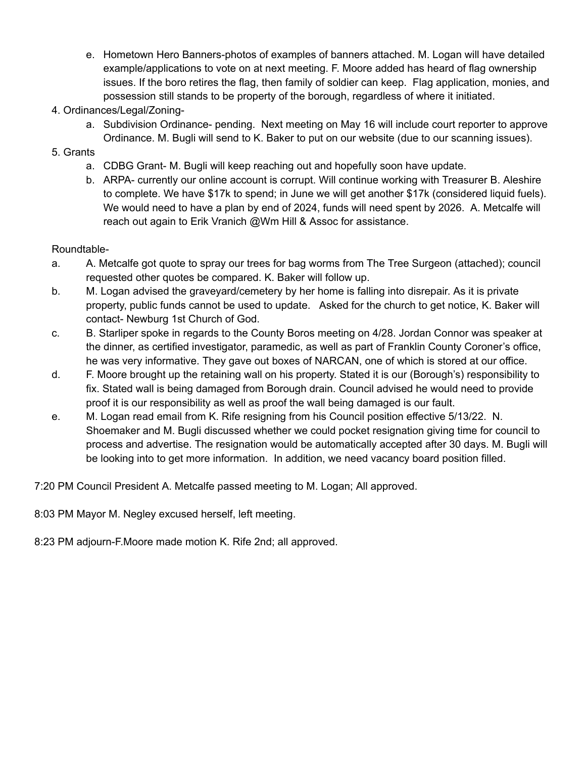e. Hometown Hero Banners-photos of examples of banners attached. M. Logan will have detailed example/applications to vote on at next meeting. F. Moore added has heard of flag ownership issues. If the boro retires the flag, then family of soldier can keep. Flag application, monies, and possession still stands to be property of the borough, regardless of where it initiated.

4. Ordinances/Legal/Zoning-
   a. Subdivision Ordinance- pending. Next meeting on May 16 will include court reporter to approve Ordinance. M. Bugli will send to K. Baker to put on our website (due to our scanning issues).

5. Grants
   a. CDBG Grant- M. Bugli will keep reaching out and hopefully soon have update.
   b. ARPA- currently our online account is corrupt. Will continue working with Treasurer B. Aleshire to complete. We have $17k to spend; in June we will get another $17k (considered liquid fuels). We would need to have a plan by end of 2024, funds will need spent by 2026. A. Metcalfe will reach out again to Erik Vranich @Wm Hill & Assoc for assistance.

Roundtable-

a. A. Metcalfe got quote to spray our trees for bag worms from The Tree Surgeon (attached); council requested other quotes be compared. K. Baker will follow up.

b. M. Logan advised the graveyard/cemetery by her home is falling into disrepair. As it is private property, public funds cannot be used to update. Asked for the church to get notice, K. Baker will contact- Newburg 1st Church of God.

c. B. Starliper spoke in regards to the County Boros meeting on 4/28. Jordan Connor was speaker at the dinner, as certified investigator, paramedic, as well as part of Franklin County Coroner's office, he was very informative. They gave out boxes of NARCAN, one of which is stored at our office.

d. F. Moore brought up the retaining wall on his property. Stated it is our (Borough's) responsibility to fix. Stated wall is being damaged from Borough drain. Council advised he would need to provide proof it is our responsibility as well as proof the wall being damaged is our fault.

e. M. Logan read email from K. Rife resigning from his Council position effective 5/13/22. N. Shoemaker and M. Bugli discussed whether we could pocket resignation giving time for council to process and advertise. The resignation would be automatically accepted after 30 days. M. Bugli will be looking into to get more information. In addition, we need vacancy board position filled.

7:20 PM Council President A. Metcalfe passed meeting to M. Logan; All approved.

8:03 PM Mayor M. Negley excused herself, left meeting.

8:23 PM adjourn-F.Moore made motion K. Rife 2nd; all approved.